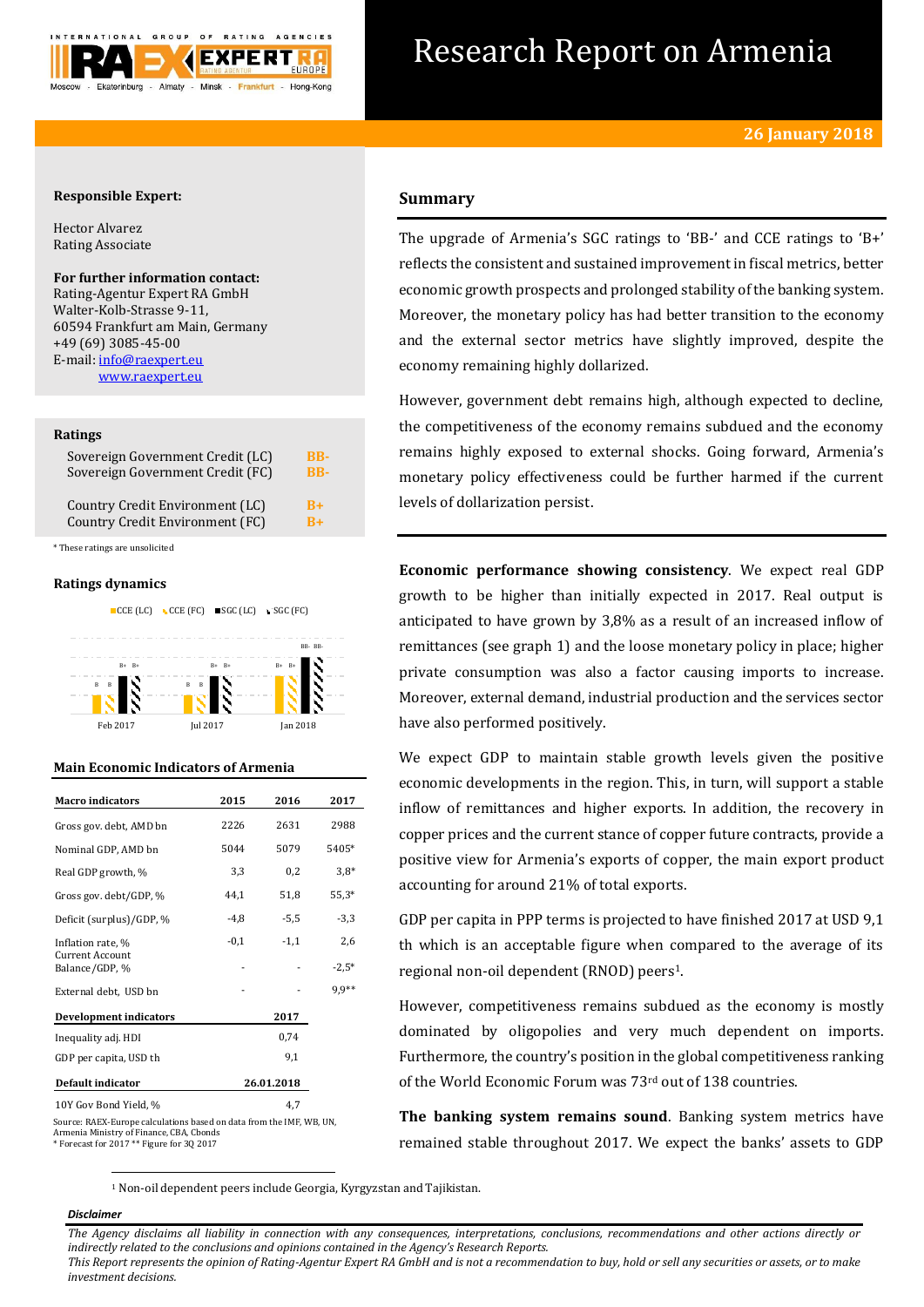# Research Report on Armenia

**26 January 2018**

**Responsible Expert:**

Hector Alvarez
Rating Associate

**For further information contact:**
Rating-Agentur Expert RA GmbH
Walter-Kolb-Strasse 9-11,
60594 Frankfurt am Main, Germany
+49 (69) 3085-45-00
E-mail: info@raexpert.eu
www.raexpert.eu

**Ratings**

| | |
|---|---|
| Sovereign Government Credit (LC) | BB- |
| Sovereign Government Credit (FC) | BB- |
| Country Credit Environment (LC) | B+ |
| Country Credit Environment (FC) | B+ |

* These ratings are unsolicited

**Ratings dynamics**

| | CCE (LC) | CCE (FC) | SGC (LC) | SGC (FC) |
|---|---|---|---|---|
| Feb 2017 | B | B | B+ | B+ |
| Jul 2017 | B | B | B+ | B+ |
| Jan 2018 | B+ | B+ | BB- | BB- |

**Main Economic Indicators of Armenia**

| Macro indicators | 2015 | 2016 | 2017 |
|---|---|---|---|
| Gross gov. debt, AMD bn | 2226 | 2631 | 2988 |
| Nominal GDP, AMD bn | 5044 | 5079 | 5405* |
| Real GDP growth, % | 3,3 | 0,2 | 3,8* |
| Gross gov. debt/GDP, % | 44,1 | 51,8 | 55,3* |
| Deficit (surplus)/GDP, % | -4,8 | -5,5 | -3,3 |
| Inflation rate, % | -0,1 | -1,1 | 2,6 |
| Current Account Balance/GDP, % | - | - | -2,5* |
| External debt, USD bn | - | - | 9,9** |
| **Development indicators** | | | **2017** |
| Inequality adj. HDI | | | 0,74 |
| GDP per capita, USD th | | | 9,1 |
| **Default indicator** | | | **26.01.2018** |
| 10Y Gov Bond Yield, % | | | 4,7 |

Source: RAEX-Europe calculations based on data from the IMF, WB, UN, Armenia Ministry of Finance, CBA, Cbonds
* Forecast for 2017 ** Figure for 3Q 2017

## Summary

The upgrade of Armenia's SGC ratings to 'BB-' and CCE ratings to 'B+' reflects the consistent and sustained improvement in fiscal metrics, better economic growth prospects and prolonged stability of the banking system. Moreover, the monetary policy has had better transition to the economy and the external sector metrics have slightly improved, despite the economy remaining highly dollarized.

However, government debt remains high, although expected to decline, the competitiveness of the economy remains subdued and the economy remains highly exposed to external shocks. Going forward, Armenia's monetary policy effectiveness could be further harmed if the current levels of dollarization persist.

**Economic performance showing consistency**. We expect real GDP growth to be higher than initially expected in 2017. Real output is anticipated to have grown by 3,8% as a result of an increased inflow of remittances (see graph 1) and the loose monetary policy in place; higher private consumption was also a factor causing imports to increase. Moreover, external demand, industrial production and the services sector have also performed positively.

We expect GDP to maintain stable growth levels given the positive economic developments in the region. This, in turn, will support a stable inflow of remittances and higher exports. In addition, the recovery in copper prices and the current stance of copper future contracts, provide a positive view for Armenia's exports of copper, the main export product accounting for around 21% of total exports.

GDP per capita in PPP terms is projected to have finished 2017 at USD 9,1 th which is an acceptable figure when compared to the average of its regional non-oil dependent (RNOD) peers[1].

However, competitiveness remains subdued as the economy is mostly dominated by oligopolies and very much dependent on imports. Furthermore, the country's position in the global competitiveness ranking of the World Economic Forum was 73rd out of 138 countries.

**The banking system remains sound**. Banking system metrics have remained stable throughout 2017. We expect the banks' assets to GDP

[1] Non-oil dependent peers include Georgia, Kyrgyzstan and Tajikistan.

*Disclaimer*

*The Agency disclaims all liability in connection with any consequences, interpretations, conclusions, recommendations and other actions directly or indirectly related to the conclusions and opinions contained in the Agency's Research Reports.*
*This Report represents the opinion of Rating-Agentur Expert RA GmbH and is not a recommendation to buy, hold or sell any securities or assets, or to make investment decisions.*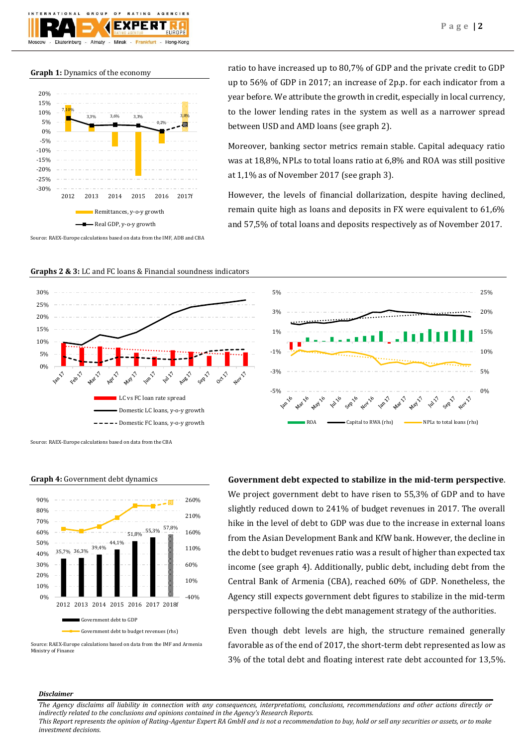**Graph 1:** Dynamics of the economy

Source: RAEX-Europe calculations based on data from the IMF, ADB and CBA

ratio to have increased up to 80,7% of GDP and the private credit to GDP up to 56% of GDP in 2017; an increase of 2p.p. for each indicator from a year before. We attribute the growth in credit, especially in local currency, to the lower lending rates in the system as well as a narrower spread between USD and AMD loans (see graph 2).

Moreover, banking sector metrics remain stable. Capital adequacy ratio was at 18,8%, NPLs to total loans ratio at 6,8% and ROA was still positive at 1,1% as of November 2017 (see graph 3).

However, the levels of financial dollarization, despite having declined, remain quite high as loans and deposits in FX were equivalent to 61,6% and 57,5% of total loans and deposits respectively as of November 2017.

**Graphs 2 & 3:** LC and FC loans & Financial soundness indicators

Source: RAEX-Europe calculations based on data from the CBA

**Graph 4:** Government debt dynamics

Source: RAEX-Europe calculations based on data from the IMF and Armenia Ministry of Finance

**Government debt expected to stabilize in the mid-term perspective.** We project government debt to have risen to 55,3% of GDP and to have slightly reduced down to 241% of budget revenues in 2017. The overall hike in the level of debt to GDP was due to the increase in external loans from the Asian Development Bank and KfW bank. However, the decline in the debt to budget revenues ratio was a result of higher than expected tax income (see graph 4). Additionally, public debt, including debt from the Central Bank of Armenia (CBA), reached 60% of GDP. Nonetheless, the Agency still expects government debt figures to stabilize in the mid-term perspective following the debt management strategy of the authorities.

Even though debt levels are high, the structure remained generally favorable as of the end of 2017, the short-term debt represented as low as 3% of the total debt and floating interest rate debt accounted for 13,5%.

***Disclaimer***

*The Agency disclaims all liability in connection with any consequences, interpretations, conclusions, recommendations and other actions directly or indirectly related to the conclusions and opinions contained in the Agency's Research Reports.*
*This Report represents the opinion of Rating-Agentur Expert RA GmbH and is not a recommendation to buy, hold or sell any securities or assets, or to make investment decisions.*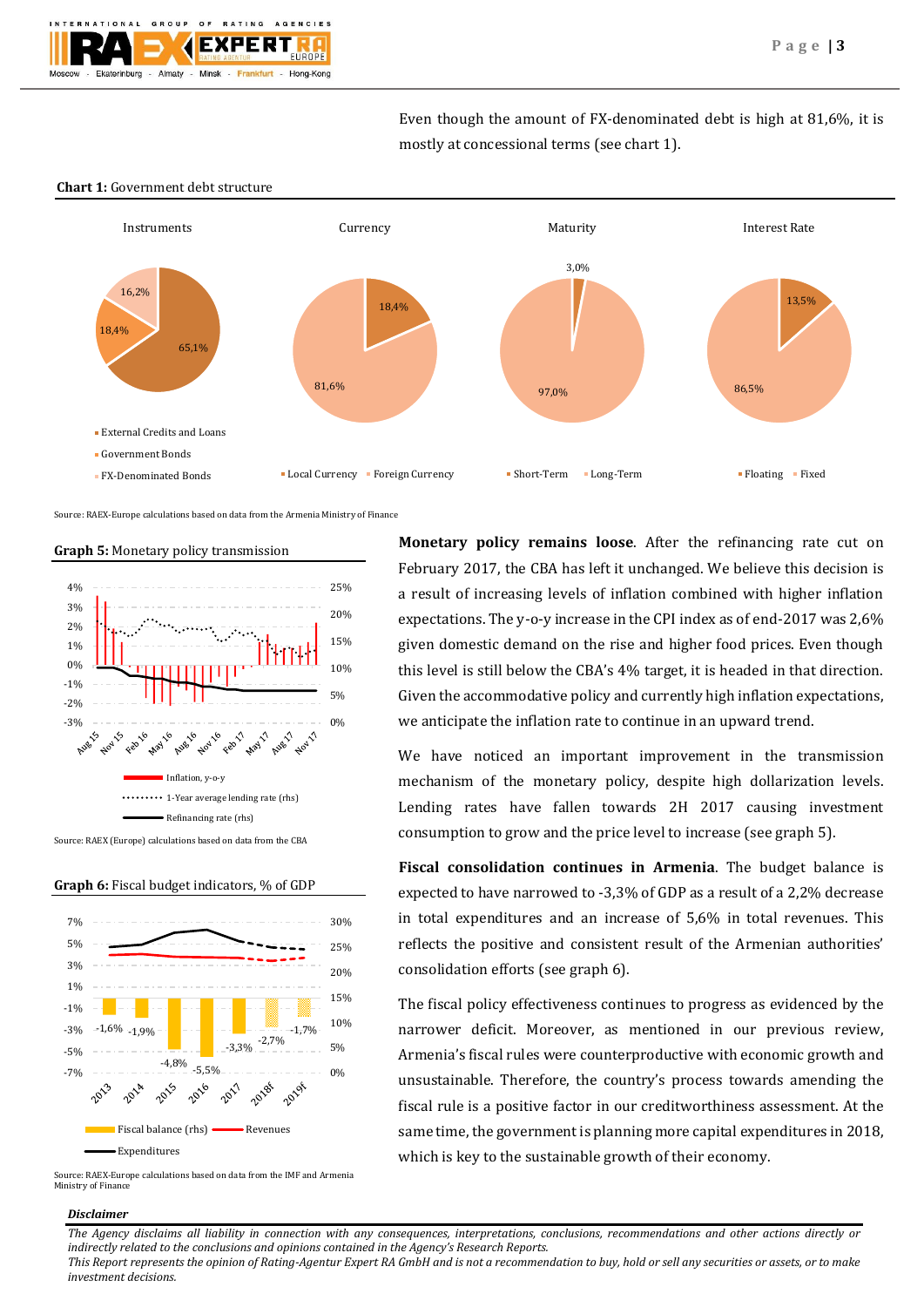Even though the amount of FX-denominated debt is high at 81,6%, it is mostly at concessional terms (see chart 1).

**Chart 1:** Government debt structure

Source: RAEX-Europe calculations based on data from the Armenia Ministry of Finance

**Graph 5:** Monetary policy transmission

Source: RAEX (Europe) calculations based on data from the CBA

**Graph 6:** Fiscal budget indicators, % of GDP

Source: RAEX-Europe calculations based on data from the IMF and Armenia Ministry of Finance

**Monetary policy remains loose**. After the refinancing rate cut on February 2017, the CBA has left it unchanged. We believe this decision is a result of increasing levels of inflation combined with higher inflation expectations. The y-o-y increase in the CPI index as of end-2017 was 2,6% given domestic demand on the rise and higher food prices. Even though this level is still below the CBA's 4% target, it is headed in that direction. Given the accommodative policy and currently high inflation expectations, we anticipate the inflation rate to continue in an upward trend.

We have noticed an important improvement in the transmission mechanism of the monetary policy, despite high dollarization levels. Lending rates have fallen towards 2H 2017 causing investment consumption to grow and the price level to increase (see graph 5).

**Fiscal consolidation continues in Armenia**. The budget balance is expected to have narrowed to -3,3% of GDP as a result of a 2,2% decrease in total expenditures and an increase of 5,6% in total revenues. This reflects the positive and consistent result of the Armenian authorities' consolidation efforts (see graph 6).

The fiscal policy effectiveness continues to progress as evidenced by the narrower deficit. Moreover, as mentioned in our previous review, Armenia's fiscal rules were counterproductive with economic growth and unsustainable. Therefore, the country's process towards amending the fiscal rule is a positive factor in our creditworthiness assessment. At the same time, the government is planning more capital expenditures in 2018, which is key to the sustainable growth of their economy.

***Disclaimer***

*The Agency disclaims all liability in connection with any consequences, interpretations, conclusions, recommendations and other actions directly or indirectly related to the conclusions and opinions contained in the Agency's Research Reports.*
*This Report represents the opinion of Rating-Agentur Expert RA GmbH and is not a recommendation to buy, hold or sell any securities or assets, or to make investment decisions.*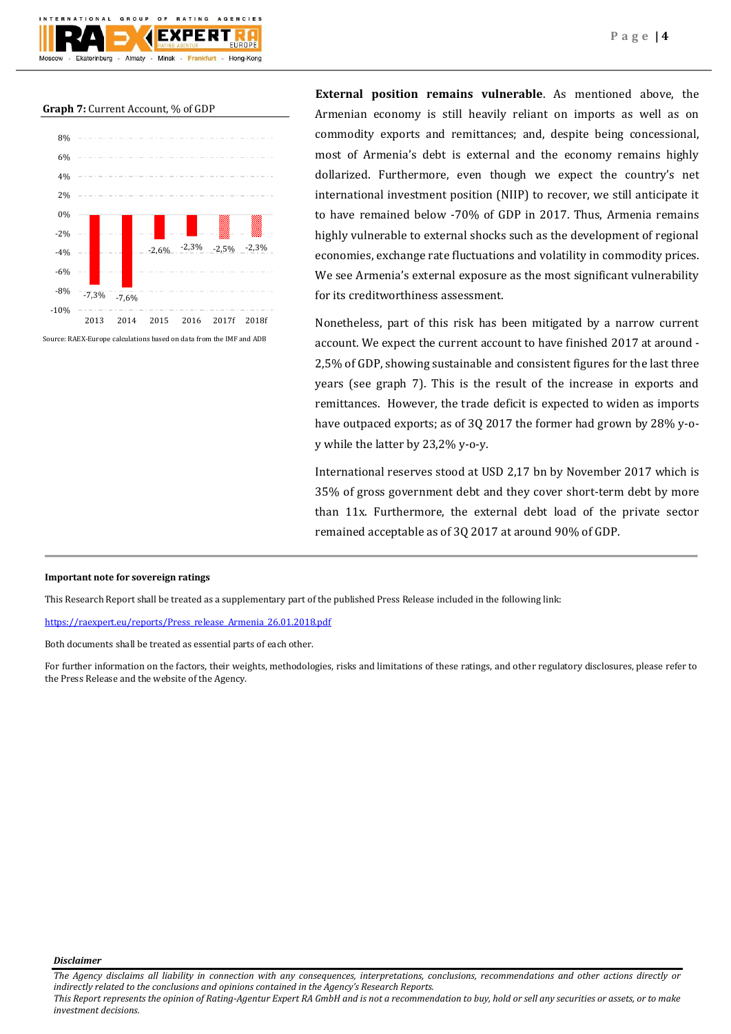**Graph 7:** Current Account, % of GDP

8%
6%
4%
2%
0%
-2%
-4%
-6%
-8%
-10%

-7,3% -7,6% -2,6% -2,3% -2,5% -2,3%

2013 2014 2015 2016 2017f 2018f

Source: RAEX-Europe calculations based on data from the IMF and ADB

**External position remains vulnerable**. As mentioned above, the Armenian economy is still heavily reliant on imports as well as on commodity exports and remittances; and, despite being concessional, most of Armenia's debt is external and the economy remains highly dollarized. Furthermore, even though we expect the country's net international investment position (NIIP) to recover, we still anticipate it to have remained below -70% of GDP in 2017. Thus, Armenia remains highly vulnerable to external shocks such as the development of regional economies, exchange rate fluctuations and volatility in commodity prices. We see Armenia's external exposure as the most significant vulnerability for its creditworthiness assessment.

Nonetheless, part of this risk has been mitigated by a narrow current account. We expect the current account to have finished 2017 at around -2,5% of GDP, showing sustainable and consistent figures for the last three years (see graph 7). This is the result of the increase in exports and remittances. However, the trade deficit is expected to widen as imports have outpaced exports; as of 3Q 2017 the former had grown by 28% y-o-y while the latter by 23,2% y-o-y.

International reserves stood at USD 2,17 bn by November 2017 which is 35% of gross government debt and they cover short-term debt by more than 11x. Furthermore, the external debt load of the private sector remained acceptable as of 3Q 2017 at around 90% of GDP.

**Important note for sovereign ratings**

This Research Report shall be treated as a supplementary part of the published Press Release included in the following link:

https://raexpert.eu/reports/Press_release_Armenia_26.01.2018.pdf

Both documents shall be treated as essential parts of each other.

For further information on the factors, their weights, methodologies, risks and limitations of these ratings, and other regulatory disclosures, please refer to the Press Release and the website of the Agency.

***Disclaimer***

*The Agency disclaims all liability in connection with any consequences, interpretations, conclusions, recommendations and other actions directly or indirectly related to the conclusions and opinions contained in the Agency's Research Reports.*
*This Report represents the opinion of Rating-Agentur Expert RA GmbH and is not a recommendation to buy, hold or sell any securities or assets, or to make investment decisions.*